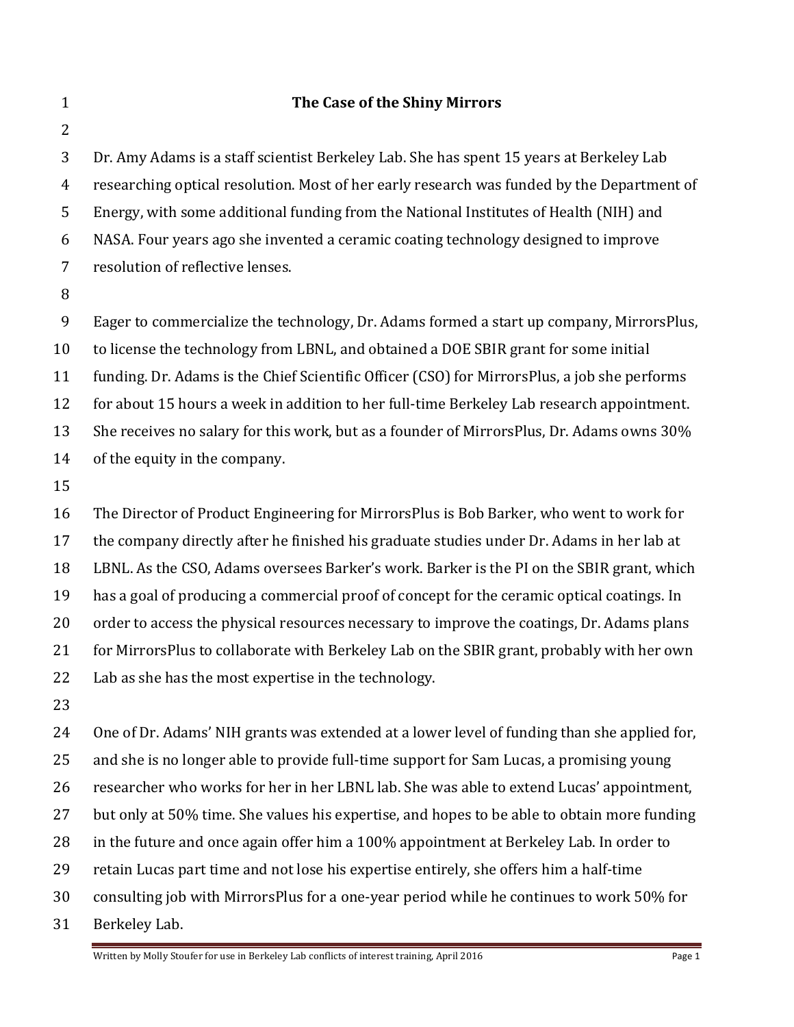# The Case of the Shiny Mirrors

Dr. Amy Adams is a staff scientist Berkeley Lab. She has spent 15 years at Berkeley Lab researching optical resolution. Most of her early research was funded by the Department of Energy, with some additional funding from the National Institutes of Health (NIH) and NASA. Four years ago she invented a ceramic coating technology designed to improve resolution of reflective lenses.

Eager to commercialize the technology, Dr. Adams formed a start up company, MirrorsPlus, to license the technology from LBNL, and obtained a DOE SBIR grant for some initial funding. Dr. Adams is the Chief Scientific Officer (CSO) for MirrorsPlus, a job she performs for about 15 hours a week in addition to her full-time Berkeley Lab research appointment. She receives no salary for this work, but as a founder of MirrorsPlus, Dr. Adams owns 30% of the equity in the company.

The Director of Product Engineering for MirrorsPlus is Bob Barker, who went to work for the company directly after he finished his graduate studies under Dr. Adams in her lab at LBNL. As the CSO, Adams oversees Barker's work. Barker is the PI on the SBIR grant, which has a goal of producing a commercial proof of concept for the ceramic optical coatings. In order to access the physical resources necessary to improve the coatings, Dr. Adams plans for MirrorsPlus to collaborate with Berkeley Lab on the SBIR grant, probably with her own Lab as she has the most expertise in the technology.

One of Dr. Adams' NIH grants was extended at a lower level of funding than she applied for, and she is no longer able to provide full-time support for Sam Lucas, a promising young researcher who works for her in her LBNL lab. She was able to extend Lucas' appointment, but only at 50% time. She values his expertise, and hopes to be able to obtain more funding in the future and once again offer him a 100% appointment at Berkeley Lab. In order to retain Lucas part time and not lose his expertise entirely, she offers him a half-time consulting job with MirrorsPlus for a one-year period while he continues to work 50% for Berkeley Lab.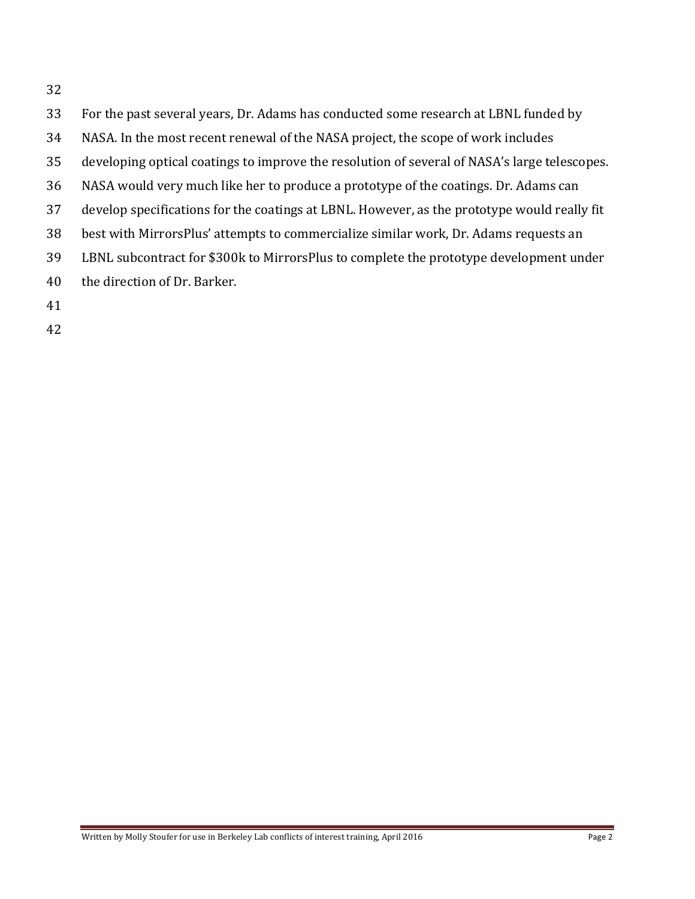For the past several years, Dr. Adams has conducted some research at LBNL funded by NASA. In the most recent renewal of the NASA project, the scope of work includes developing optical coatings to improve the resolution of several of NASA's large telescopes. NASA would very much like her to produce a prototype of the coatings. Dr. Adams can develop specifications for the coatings at LBNL. However, as the prototype would really fit best with MirrorsPlus' attempts to commercialize similar work, Dr. Adams requests an LBNL subcontract for $300k to MirrorsPlus to complete the prototype development under the direction of Dr. Barker.